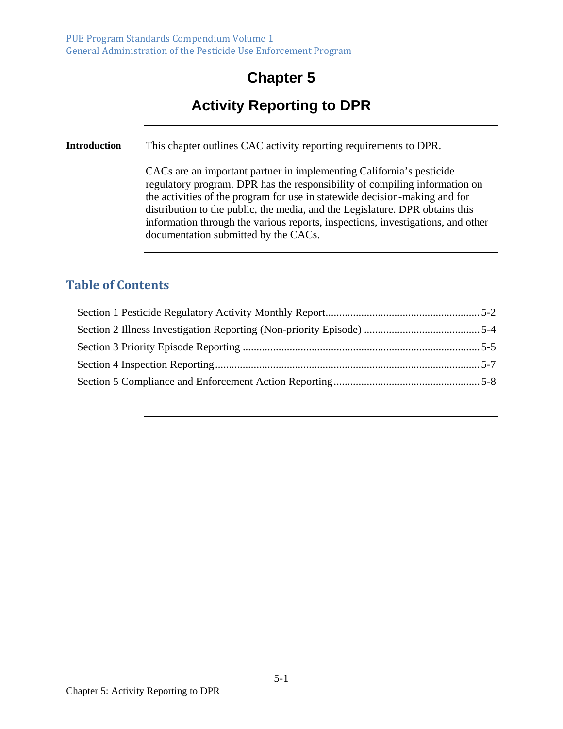# Chapter 5

# Activity Reporting to DPR

**Introduction**

This chapter outlines CAC activity reporting requirements to DPR.

CACs are an important partner in implementing California's pesticide regulatory program. DPR has the responsibility of compiling information on the activities of the program for use in statewide decision-making and for distribution to the public, the media, and the Legislature. DPR obtains this information through the various reports, inspections, investigations, and other documentation submitted by the CACs.

## Table of Contents

Section 1 Pesticide Regulatory Activity Monthly Report........................................................5-2

Section 2 Illness Investigation Reporting (Non-priority Episode) ..........................................5-4

Section 3 Priority Episode Reporting .......................................................................................5-5

Section 4 Inspection Reporting.................................................................................................5-7

Section 5 Compliance and Enforcement Action Reporting.....................................................5-8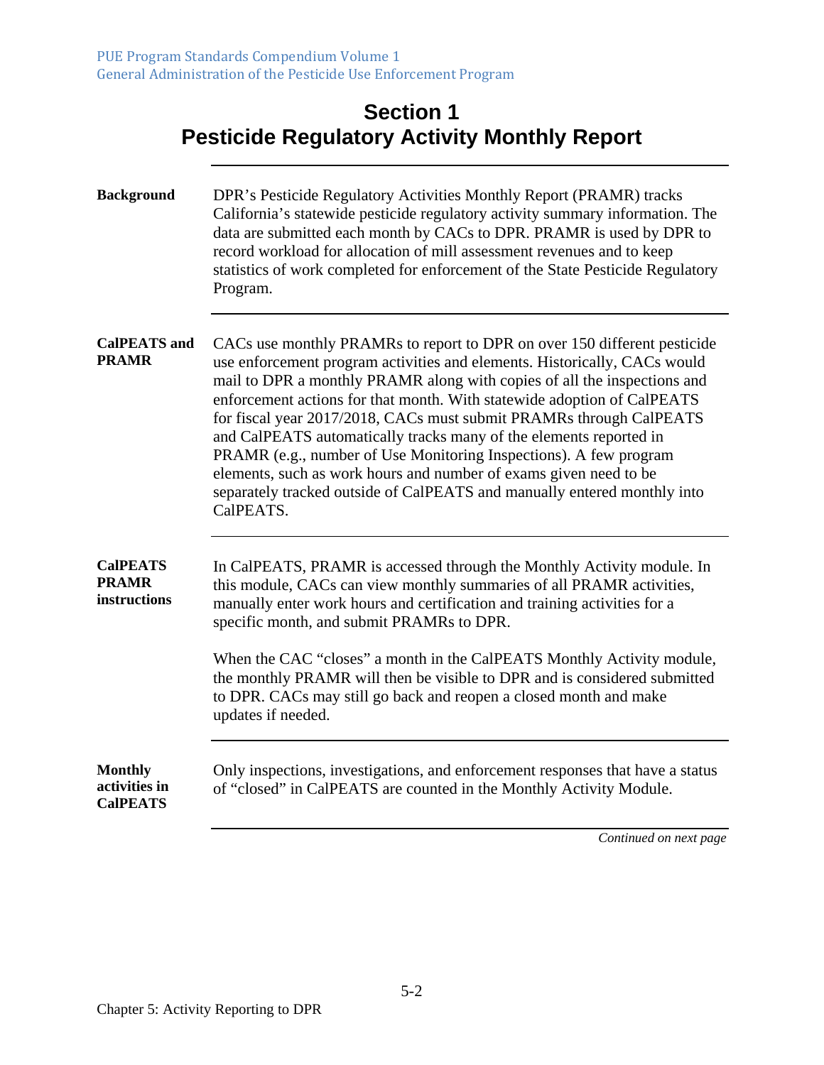# Section 1
# Pesticide Regulatory Activity Monthly Report

**Background**

DPR's Pesticide Regulatory Activities Monthly Report (PRAMR) tracks California's statewide pesticide regulatory activity summary information. The data are submitted each month by CACs to DPR. PRAMR is used by DPR to record workload for allocation of mill assessment revenues and to keep statistics of work completed for enforcement of the State Pesticide Regulatory Program.

**CalPEATS and PRAMR**

CACs use monthly PRAMRs to report to DPR on over 150 different pesticide use enforcement program activities and elements. Historically, CACs would mail to DPR a monthly PRAMR along with copies of all the inspections and enforcement actions for that month. With statewide adoption of CalPEATS for fiscal year 2017/2018, CACs must submit PRAMRs through CalPEATS and CalPEATS automatically tracks many of the elements reported in PRAMR (e.g., number of Use Monitoring Inspections). A few program elements, such as work hours and number of exams given need to be separately tracked outside of CalPEATS and manually entered monthly into CalPEATS.

**CalPEATS PRAMR instructions**

In CalPEATS, PRAMR is accessed through the Monthly Activity module. In this module, CACs can view monthly summaries of all PRAMR activities, manually enter work hours and certification and training activities for a specific month, and submit PRAMRs to DPR.

When the CAC "closes" a month in the CalPEATS Monthly Activity module, the monthly PRAMR will then be visible to DPR and is considered submitted to DPR. CACs may still go back and reopen a closed month and make updates if needed.

**Monthly activities in CalPEATS**

Only inspections, investigations, and enforcement responses that have a status of "closed" in CalPEATS are counted in the Monthly Activity Module.

*Continued on next page*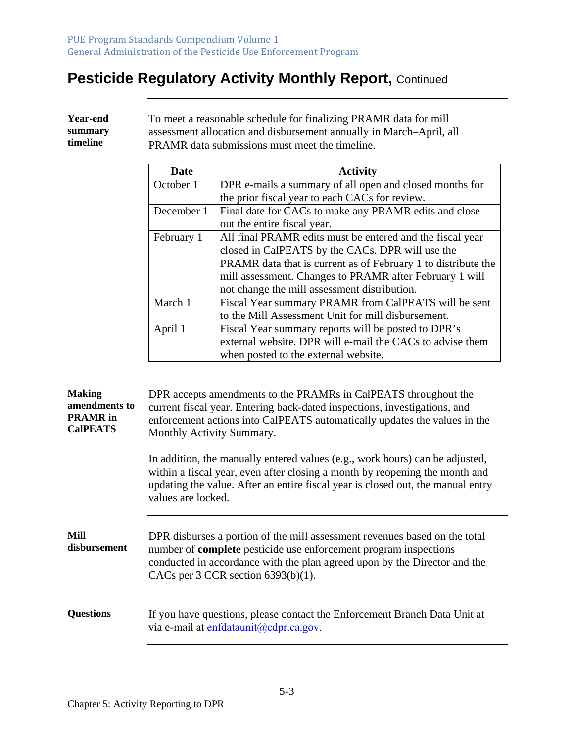# Pesticide Regulatory Activity Monthly Report, Continued

**Year-end summary timeline**

To meet a reasonable schedule for finalizing PRAMR data for mill assessment allocation and disbursement annually in March–April, all PRAMR data submissions must meet the timeline.

| Date | Activity |
|---|---|
| October 1 | DPR e-mails a summary of all open and closed months for the prior fiscal year to each CACs for review. |
| December 1 | Final date for CACs to make any PRAMR edits and close out the entire fiscal year. |
| February 1 | All final PRAMR edits must be entered and the fiscal year closed in CalPEATS by the CACs. DPR will use the PRAMR data that is current as of February 1 to distribute the mill assessment. Changes to PRAMR after February 1 will not change the mill assessment distribution. |
| March 1 | Fiscal Year summary PRAMR from CalPEATS will be sent to the Mill Assessment Unit for mill disbursement. |
| April 1 | Fiscal Year summary reports will be posted to DPR's external website. DPR will e-mail the CACs to advise them when posted to the external website. |

**Making amendments to PRAMR in CalPEATS**

DPR accepts amendments to the PRAMRs in CalPEATS throughout the current fiscal year. Entering back-dated inspections, investigations, and enforcement actions into CalPEATS automatically updates the values in the Monthly Activity Summary.

In addition, the manually entered values (e.g., work hours) can be adjusted, within a fiscal year, even after closing a month by reopening the month and updating the value. After an entire fiscal year is closed out, the manual entry values are locked.

**Mill disbursement**

DPR disburses a portion of the mill assessment revenues based on the total number of **complete** pesticide use enforcement program inspections conducted in accordance with the plan agreed upon by the Director and the CACs per 3 CCR section 6393(b)(1).

**Questions**

If you have questions, please contact the Enforcement Branch Data Unit at via e-mail at enfdataunit@cdpr.ca.gov.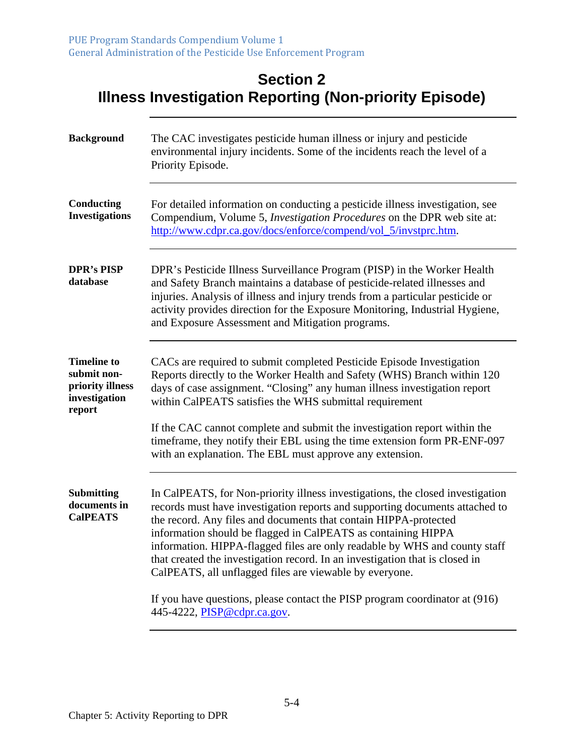# Section 2
# Illness Investigation Reporting (Non-priority Episode)

**Background**

The CAC investigates pesticide human illness or injury and pesticide environmental injury incidents. Some of the incidents reach the level of a Priority Episode.

**Conducting Investigations**

For detailed information on conducting a pesticide illness investigation, see Compendium, Volume 5, *Investigation Procedures* on the DPR web site at: [http://www.cdpr.ca.gov/docs/enforce/compend/vol_5/invstprc.htm](http://www.cdpr.ca.gov/docs/enforce/compend/vol_5/invstprc.htm).

**DPR's PISP database**

DPR's Pesticide Illness Surveillance Program (PISP) in the Worker Health and Safety Branch maintains a database of pesticide-related illnesses and injuries. Analysis of illness and injury trends from a particular pesticide or activity provides direction for the Exposure Monitoring, Industrial Hygiene, and Exposure Assessment and Mitigation programs.

**Timeline to submit non-priority illness investigation report**

CACs are required to submit completed Pesticide Episode Investigation Reports directly to the Worker Health and Safety (WHS) Branch within 120 days of case assignment. "Closing" any human illness investigation report within CalPEATS satisfies the WHS submittal requirement

If the CAC cannot complete and submit the investigation report within the timeframe, they notify their EBL using the time extension form PR-ENF-097 with an explanation. The EBL must approve any extension.

**Submitting documents in CalPEATS**

In CalPEATS, for Non-priority illness investigations, the closed investigation records must have investigation reports and supporting documents attached to the record. Any files and documents that contain HIPPA-protected information should be flagged in CalPEATS as containing HIPPA information. HIPPA-flagged files are only readable by WHS and county staff that created the investigation record. In an investigation that is closed in CalPEATS, all unflagged files are viewable by everyone.

If you have questions, please contact the PISP program coordinator at (916) 445-4222, [PISP@cdpr.ca.gov](mailto:PISP@cdpr.ca.gov).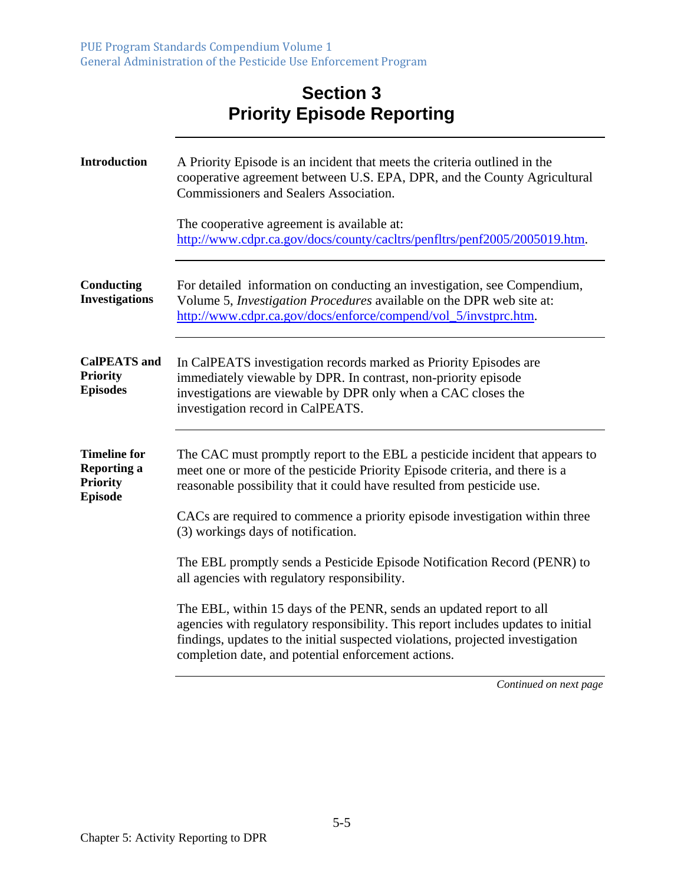# Section 3
# Priority Episode Reporting

**Introduction**

A Priority Episode is an incident that meets the criteria outlined in the cooperative agreement between U.S. EPA, DPR, and the County Agricultural Commissioners and Sealers Association.

The cooperative agreement is available at: http://www.cdpr.ca.gov/docs/county/cacltrs/penfltrs/penf2005/2005019.htm.

**Conducting Investigations**

For detailed information on conducting an investigation, see Compendium, Volume 5, *Investigation Procedures* available on the DPR web site at: http://www.cdpr.ca.gov/docs/enforce/compend/vol_5/invstprc.htm.

**CalPEATS and Priority Episodes**

In CalPEATS investigation records marked as Priority Episodes are immediately viewable by DPR. In contrast, non-priority episode investigations are viewable by DPR only when a CAC closes the investigation record in CalPEATS.

**Timeline for Reporting a Priority Episode**

The CAC must promptly report to the EBL a pesticide incident that appears to meet one or more of the pesticide Priority Episode criteria, and there is a reasonable possibility that it could have resulted from pesticide use.

CACs are required to commence a priority episode investigation within three (3) workings days of notification.

The EBL promptly sends a Pesticide Episode Notification Record (PENR) to all agencies with regulatory responsibility.

The EBL, within 15 days of the PENR, sends an updated report to all agencies with regulatory responsibility. This report includes updates to initial findings, updates to the initial suspected violations, projected investigation completion date, and potential enforcement actions.

*Continued on next page*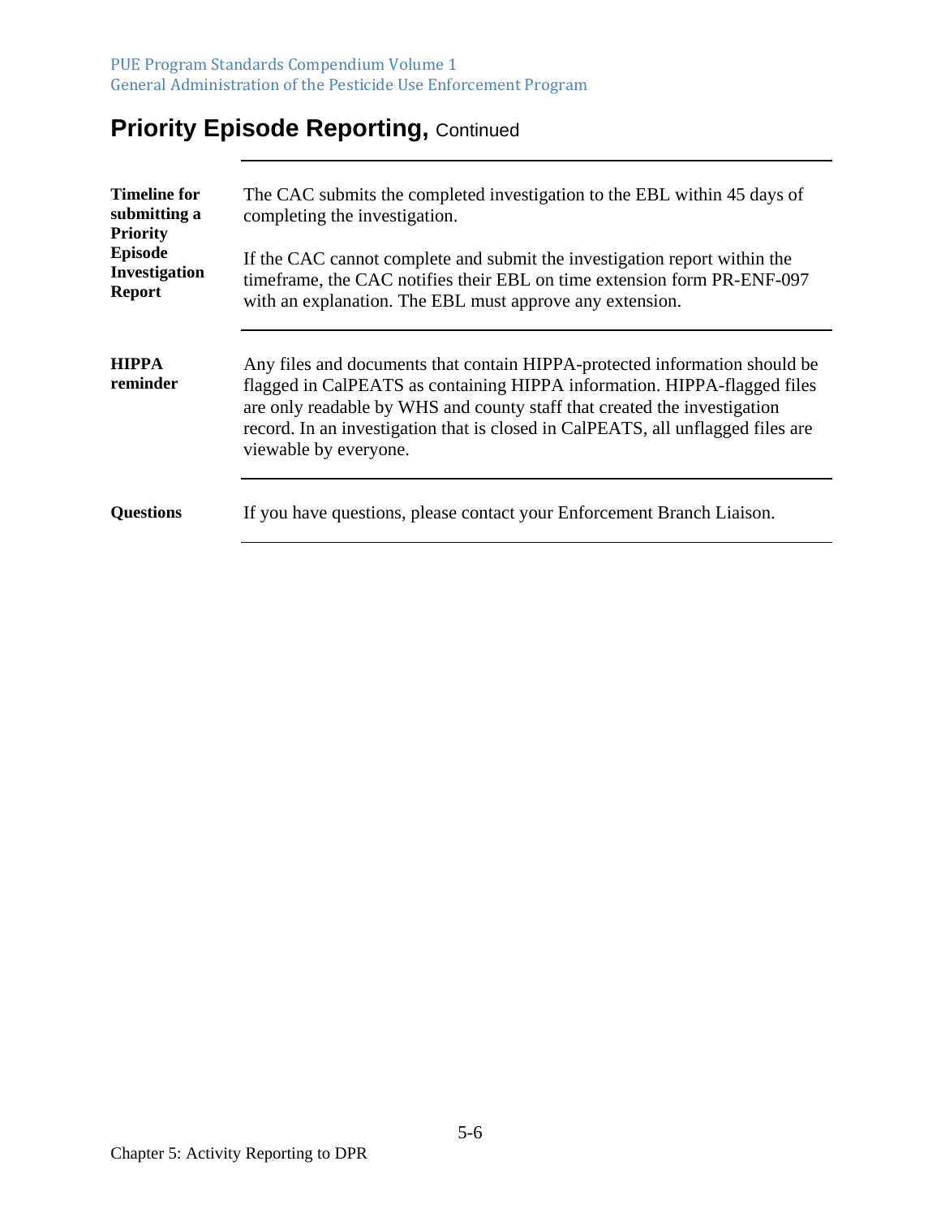## Priority Episode Reporting, Continued

**Timeline for submitting a Priority Episode Investigation Report**

The CAC submits the completed investigation to the EBL within 45 days of completing the investigation.

If the CAC cannot complete and submit the investigation report within the timeframe, the CAC notifies their EBL on time extension form PR-ENF-097 with an explanation. The EBL must approve any extension.

**HIPPA reminder**

Any files and documents that contain HIPPA-protected information should be flagged in CalPEATS as containing HIPPA information. HIPPA-flagged files are only readable by WHS and county staff that created the investigation record. In an investigation that is closed in CalPEATS, all unflagged files are viewable by everyone.

**Questions**

If you have questions, please contact your Enforcement Branch Liaison.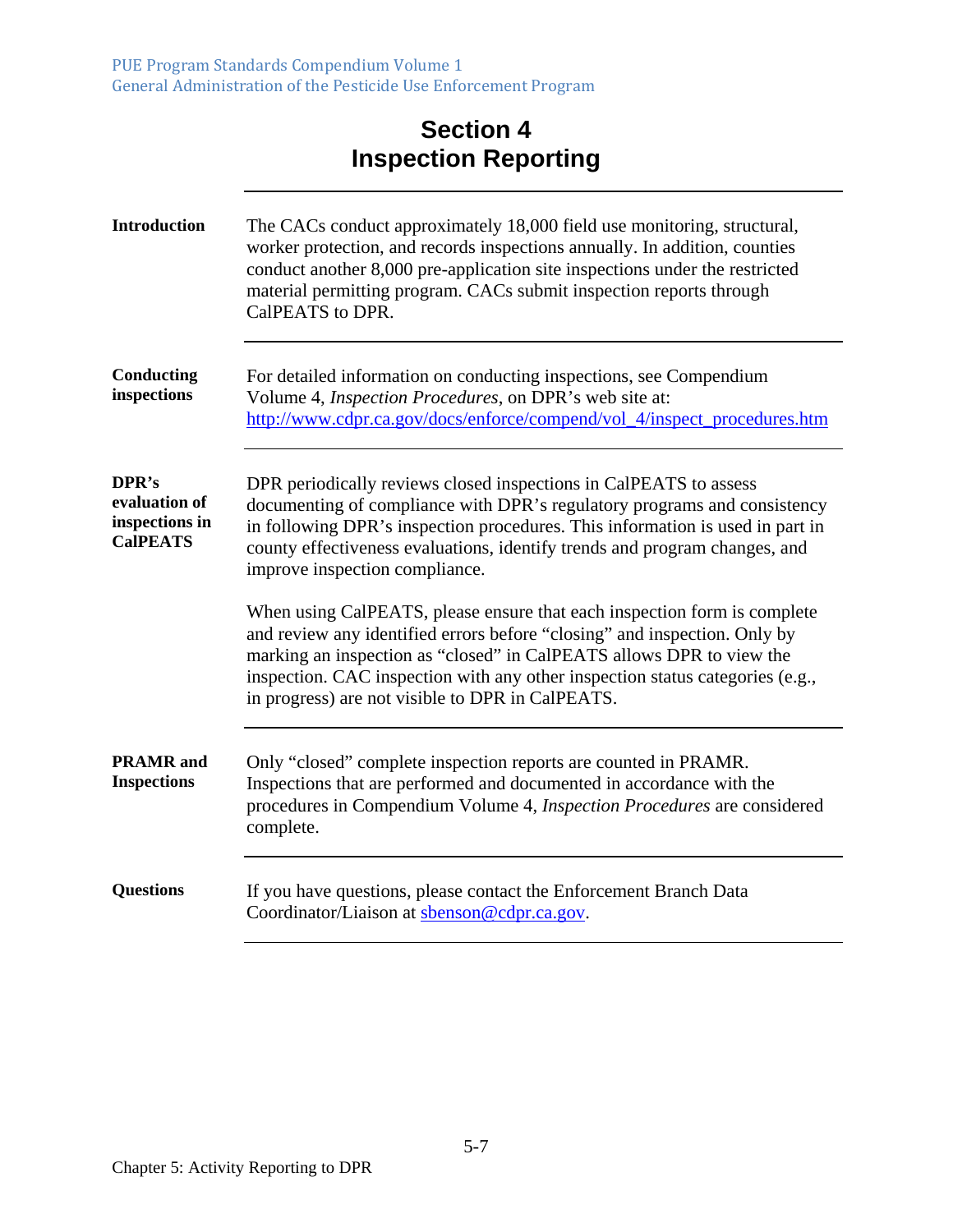# Section 4
# Inspection Reporting

**Introduction**

The CACs conduct approximately 18,000 field use monitoring, structural, worker protection, and records inspections annually. In addition, counties conduct another 8,000 pre-application site inspections under the restricted material permitting program. CACs submit inspection reports through CalPEATS to DPR.

**Conducting inspections**

For detailed information on conducting inspections, see Compendium Volume 4, *Inspection Procedures*, on DPR's web site at: http://www.cdpr.ca.gov/docs/enforce/compend/vol_4/inspect_procedures.htm

**DPR's evaluation of inspections in CalPEATS**

DPR periodically reviews closed inspections in CalPEATS to assess documenting of compliance with DPR's regulatory programs and consistency in following DPR's inspection procedures. This information is used in part in county effectiveness evaluations, identify trends and program changes, and improve inspection compliance.

When using CalPEATS, please ensure that each inspection form is complete and review any identified errors before "closing" and inspection. Only by marking an inspection as "closed" in CalPEATS allows DPR to view the inspection. CAC inspection with any other inspection status categories (e.g., in progress) are not visible to DPR in CalPEATS.

**PRAMR and Inspections**

Only "closed" complete inspection reports are counted in PRAMR. Inspections that are performed and documented in accordance with the procedures in Compendium Volume 4, *Inspection Procedures* are considered complete.

**Questions**

If you have questions, please contact the Enforcement Branch Data Coordinator/Liaison at sbenson@cdpr.ca.gov.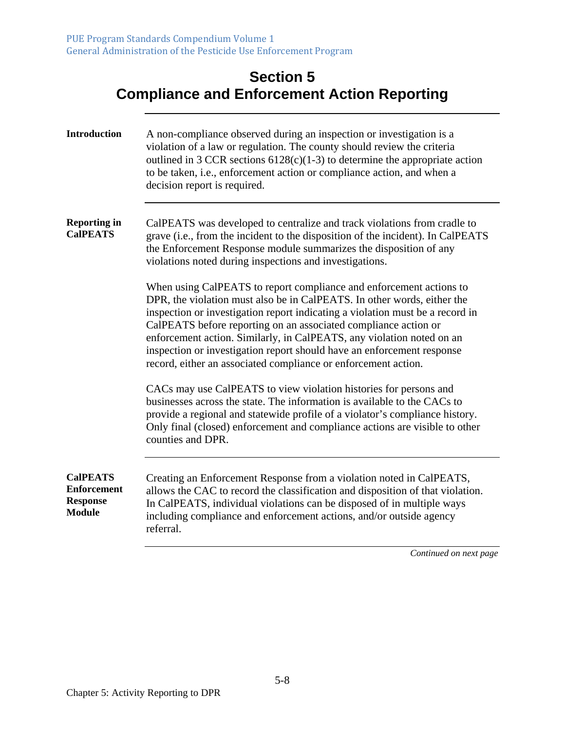# Section 5
# Compliance and Enforcement Action Reporting

**Introduction**

A non-compliance observed during an inspection or investigation is a violation of a law or regulation. The county should review the criteria outlined in 3 CCR sections 6128(c)(1-3) to determine the appropriate action to be taken, i.e., enforcement action or compliance action, and when a decision report is required.

**Reporting in CalPEATS**

CalPEATS was developed to centralize and track violations from cradle to grave (i.e., from the incident to the disposition of the incident). In CalPEATS the Enforcement Response module summarizes the disposition of any violations noted during inspections and investigations.

When using CalPEATS to report compliance and enforcement actions to DPR, the violation must also be in CalPEATS. In other words, either the inspection or investigation report indicating a violation must be a record in CalPEATS before reporting on an associated compliance action or enforcement action. Similarly, in CalPEATS, any violation noted on an inspection or investigation report should have an enforcement response record, either an associated compliance or enforcement action.

CACs may use CalPEATS to view violation histories for persons and businesses across the state. The information is available to the CACs to provide a regional and statewide profile of a violator's compliance history. Only final (closed) enforcement and compliance actions are visible to other counties and DPR.

**CalPEATS Enforcement Response Module**

Creating an Enforcement Response from a violation noted in CalPEATS, allows the CAC to record the classification and disposition of that violation. In CalPEATS, individual violations can be disposed of in multiple ways including compliance and enforcement actions, and/or outside agency referral.

*Continued on next page*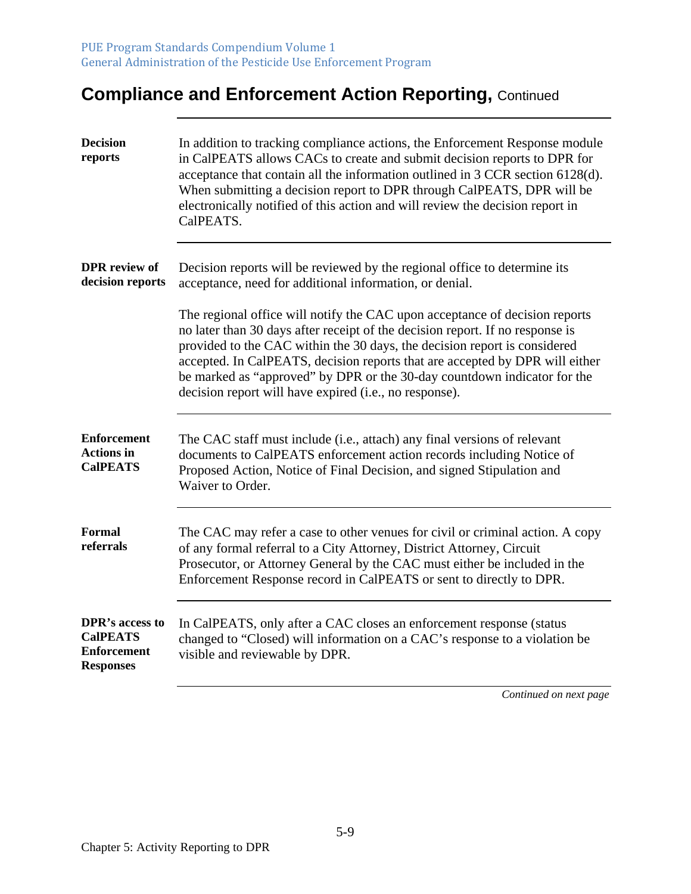## Compliance and Enforcement Action Reporting, Continued

**Decision reports**

In addition to tracking compliance actions, the Enforcement Response module in CalPEATS allows CACs to create and submit decision reports to DPR for acceptance that contain all the information outlined in 3 CCR section 6128(d). When submitting a decision report to DPR through CalPEATS, DPR will be electronically notified of this action and will review the decision report in CalPEATS.

**DPR review of decision reports**

Decision reports will be reviewed by the regional office to determine its acceptance, need for additional information, or denial.

The regional office will notify the CAC upon acceptance of decision reports no later than 30 days after receipt of the decision report. If no response is provided to the CAC within the 30 days, the decision report is considered accepted. In CalPEATS, decision reports that are accepted by DPR will either be marked as "approved" by DPR or the 30-day countdown indicator for the decision report will have expired (i.e., no response).

**Enforcement Actions in CalPEATS**

The CAC staff must include (i.e., attach) any final versions of relevant documents to CalPEATS enforcement action records including Notice of Proposed Action, Notice of Final Decision, and signed Stipulation and Waiver to Order.

**Formal referrals**

The CAC may refer a case to other venues for civil or criminal action. A copy of any formal referral to a City Attorney, District Attorney, Circuit Prosecutor, or Attorney General by the CAC must either be included in the Enforcement Response record in CalPEATS or sent to directly to DPR.

**DPR's access to CalPEATS Enforcement Responses**

In CalPEATS, only after a CAC closes an enforcement response (status changed to "Closed) will information on a CAC's response to a violation be visible and reviewable by DPR.

*Continued on next page*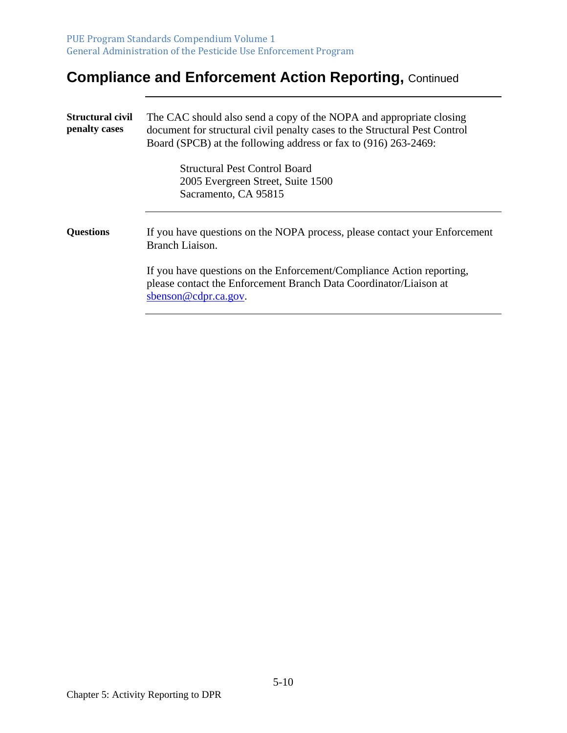## Compliance and Enforcement Action Reporting, Continued

**Structural civil penalty cases**

The CAC should also send a copy of the NOPA and appropriate closing document for structural civil penalty cases to the Structural Pest Control Board (SPCB) at the following address or fax to (916) 263-2469:

Structural Pest Control Board
2005 Evergreen Street, Suite 1500
Sacramento, CA 95815

**Questions**

If you have questions on the NOPA process, please contact your Enforcement Branch Liaison.

If you have questions on the Enforcement/Compliance Action reporting, please contact the Enforcement Branch Data Coordinator/Liaison at sbenson@cdpr.ca.gov.